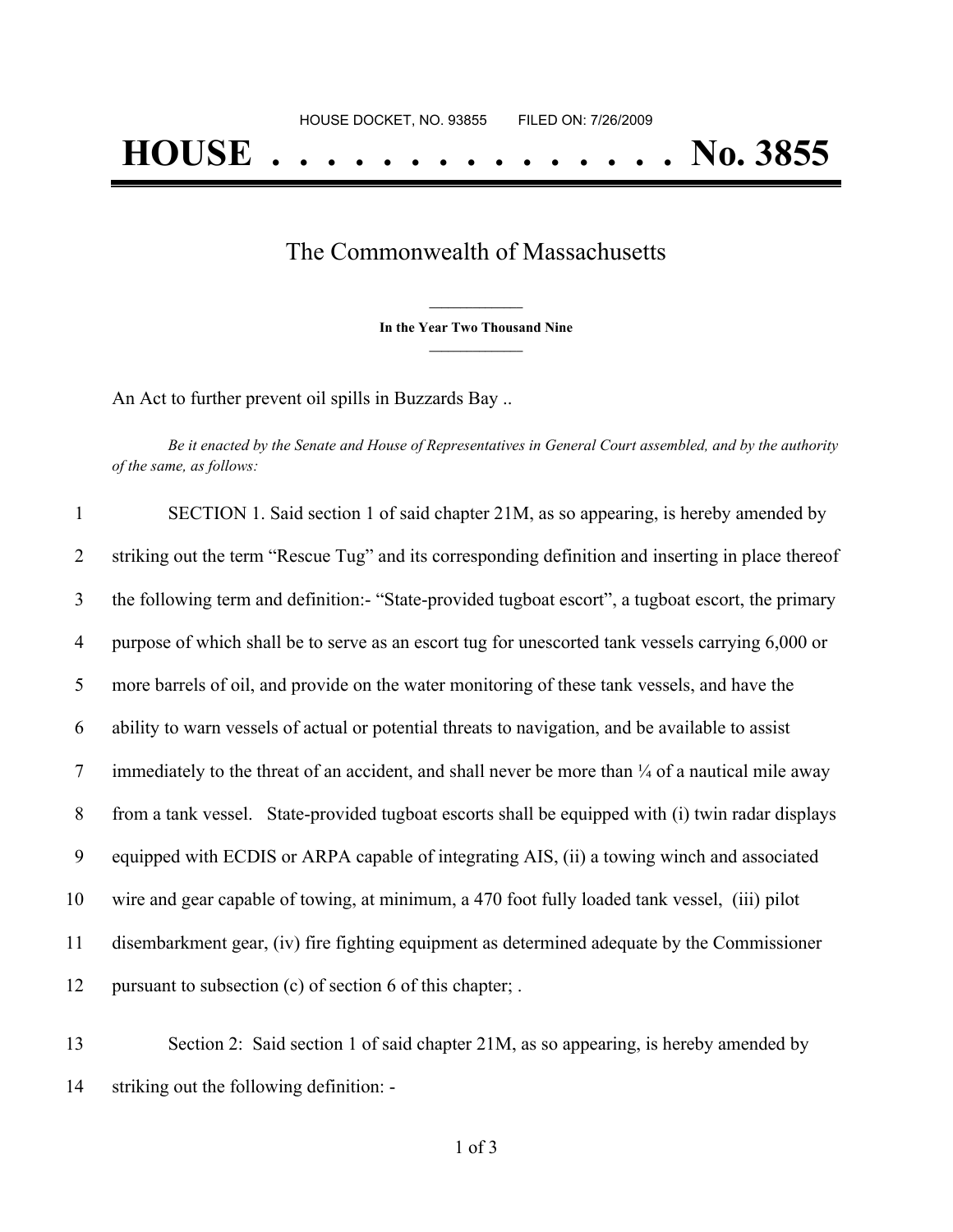HOUSE DOCKET, NO. 93855 FILED ON: 7/26/2009

# HOUSE . . . . . . . . . . . . . . . No. 3855

## The Commonwealth of Massachusetts

**In the Year Two Thousand Nine**

An Act to further prevent oil spills in Buzzards Bay ..

*Be it enacted by the Senate and House of Representatives in General Court assembled, and by the authority of the same, as follows:*

SECTION 1. Said section 1 of said chapter 21M, as so appearing, is hereby amended by striking out the term "Rescue Tug" and its corresponding definition and inserting in place thereof the following term and definition:- "State-provided tugboat escort", a tugboat escort, the primary purpose of which shall be to serve as an escort tug for unescorted tank vessels carrying 6,000 or more barrels of oil, and provide on the water monitoring of these tank vessels, and have the ability to warn vessels of actual or potential threats to navigation, and be available to assist immediately to the threat of an accident, and shall never be more than ¼ of a nautical mile away from a tank vessel. State-provided tugboat escorts shall be equipped with (i) twin radar displays equipped with ECDIS or ARPA capable of integrating AIS, (ii) a towing winch and associated wire and gear capable of towing, at minimum, a 470 foot fully loaded tank vessel, (iii) pilot disembarkment gear, (iv) fire fighting equipment as determined adequate by the Commissioner pursuant to subsection (c) of section 6 of this chapter; .

Section 2: Said section 1 of said chapter 21M, as so appearing, is hereby amended by striking out the following definition: -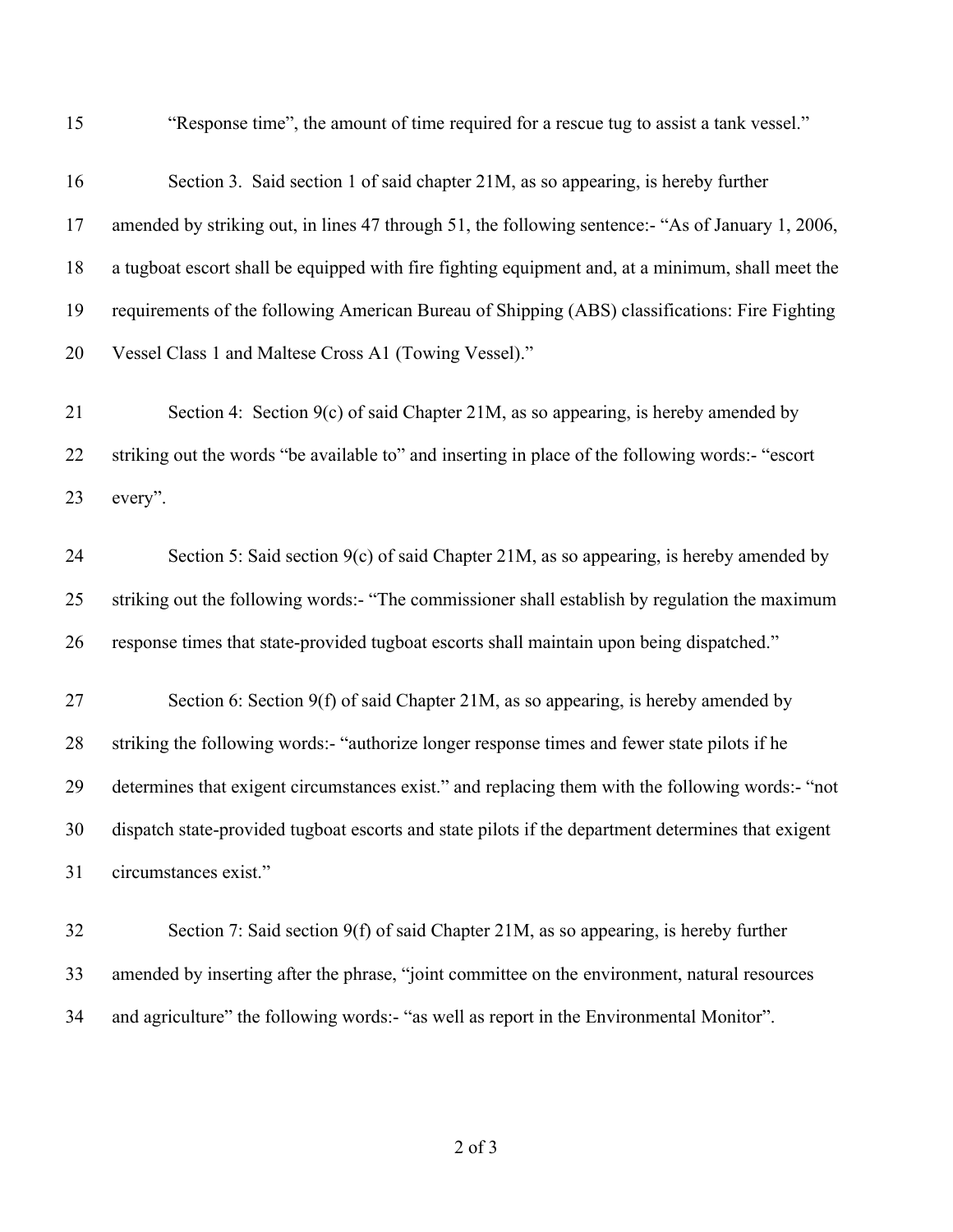"Response time", the amount of time required for a rescue tug to assist a tank vessel."

Section 3. Said section 1 of said chapter 21M, as so appearing, is hereby further amended by striking out, in lines 47 through 51, the following sentence:- "As of January 1, 2006, a tugboat escort shall be equipped with fire fighting equipment and, at a minimum, shall meet the requirements of the following American Bureau of Shipping (ABS) classifications: Fire Fighting Vessel Class 1 and Maltese Cross A1 (Towing Vessel)."

Section 4: Section 9(c) of said Chapter 21M, as so appearing, is hereby amended by striking out the words "be available to" and inserting in place of the following words:- "escort every".

Section 5: Said section 9(c) of said Chapter 21M, as so appearing, is hereby amended by striking out the following words:- "The commissioner shall establish by regulation the maximum response times that state-provided tugboat escorts shall maintain upon being dispatched."

Section 6: Section 9(f) of said Chapter 21M, as so appearing, is hereby amended by striking the following words:- "authorize longer response times and fewer state pilots if he determines that exigent circumstances exist." and replacing them with the following words:- "not dispatch state-provided tugboat escorts and state pilots if the department determines that exigent circumstances exist."

Section 7: Said section 9(f) of said Chapter 21M, as so appearing, is hereby further amended by inserting after the phrase, "joint committee on the environment, natural resources and agriculture" the following words:- "as well as report in the Environmental Monitor".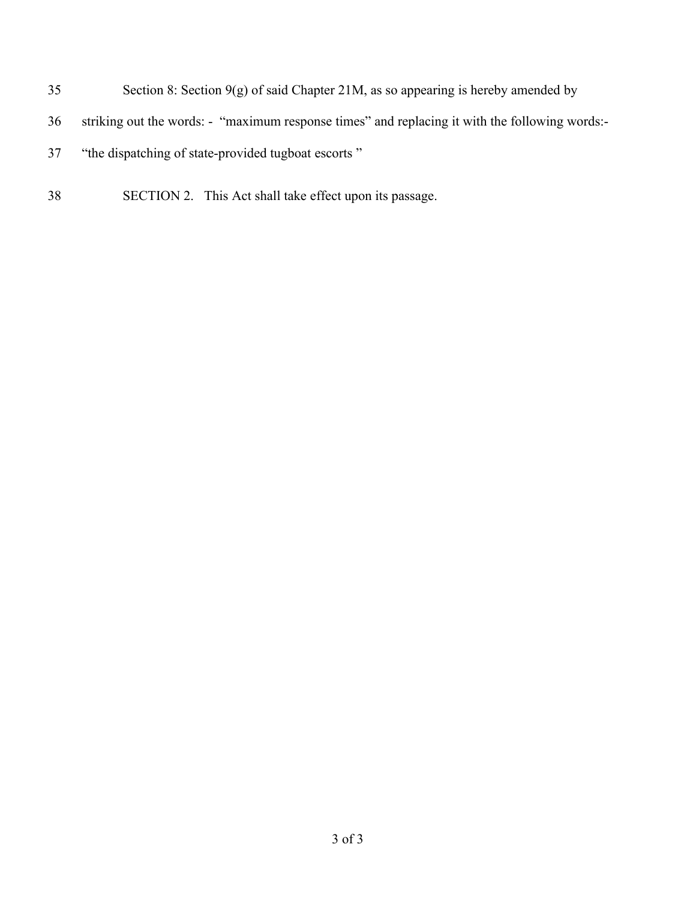35 Section 8: Section 9(g) of said Chapter 21M, as so appearing is hereby amended by

36 striking out the words: - "maximum response times" and replacing it with the following words:-

37 "the dispatching of state-provided tugboat escorts "

38 SECTION 2. This Act shall take effect upon its passage.